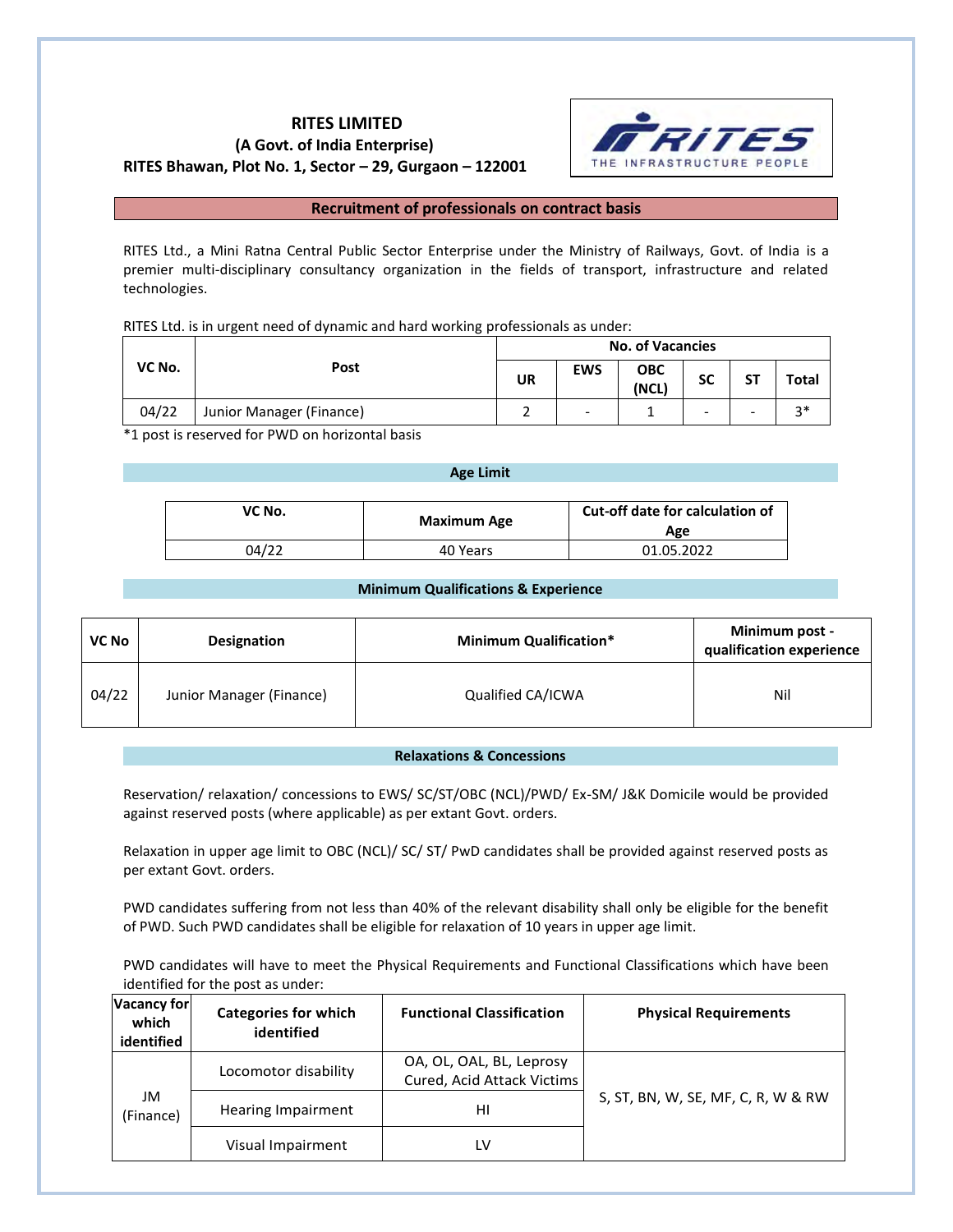# RITES LIMITED

**(A Govt. of India Enterprise)**

**RITES Bhawan, Plot No. 1, Sector – 29, Gurgaon – 122001**

## Recruitment of professionals on contract basis

RITES Ltd., a Mini Ratna Central Public Sector Enterprise under the Ministry of Railways, Govt. of India is a premier multi-disciplinary consultancy organization in the fields of transport, infrastructure and related technologies.

RITES Ltd. is in urgent need of dynamic and hard working professionals as under:

| VC No. | Post | No. of Vacancies | | | | | |
|---|---|---|---|---|---|---|---|
| | | UR | EWS | OBC (NCL) | SC | ST | Total |
| 04/22 | Junior Manager (Finance) | 2 | - | 1 | - | - | 3* |

*1 post is reserved for PWD on horizontal basis

### Age Limit

| VC No. | Maximum Age | Cut-off date for calculation of Age |
|---|---|---|
| 04/22 | 40 Years | 01.05.2022 |

### Minimum Qualifications & Experience

| VC No | Designation | Minimum Qualification* | Minimum post - qualification experience |
|---|---|---|---|
| 04/22 | Junior Manager (Finance) | Qualified CA/ICWA | Nil |

### Relaxations & Concessions

Reservation/ relaxation/ concessions to EWS/ SC/ST/OBC (NCL)/PWD/ Ex-SM/ J&K Domicile would be provided against reserved posts (where applicable) as per extant Govt. orders.

Relaxation in upper age limit to OBC (NCL)/ SC/ ST/ PwD candidates shall be provided against reserved posts as per extant Govt. orders.

PWD candidates suffering from not less than 40% of the relevant disability shall only be eligible for the benefit of PWD. Such PWD candidates shall be eligible for relaxation of 10 years in upper age limit.

PWD candidates will have to meet the Physical Requirements and Functional Classifications which have been identified for the post as under:

| Vacancy for which identified | Categories for which identified | Functional Classification | Physical Requirements |
|---|---|---|---|
| JM (Finance) | Locomotor disability | OA, OL, OAL, BL, Leprosy Cured, Acid Attack Victims | S, ST, BN, W, SE, MF, C, R, W & RW |
| | Hearing Impairment | HI | |
| | Visual Impairment | LV | |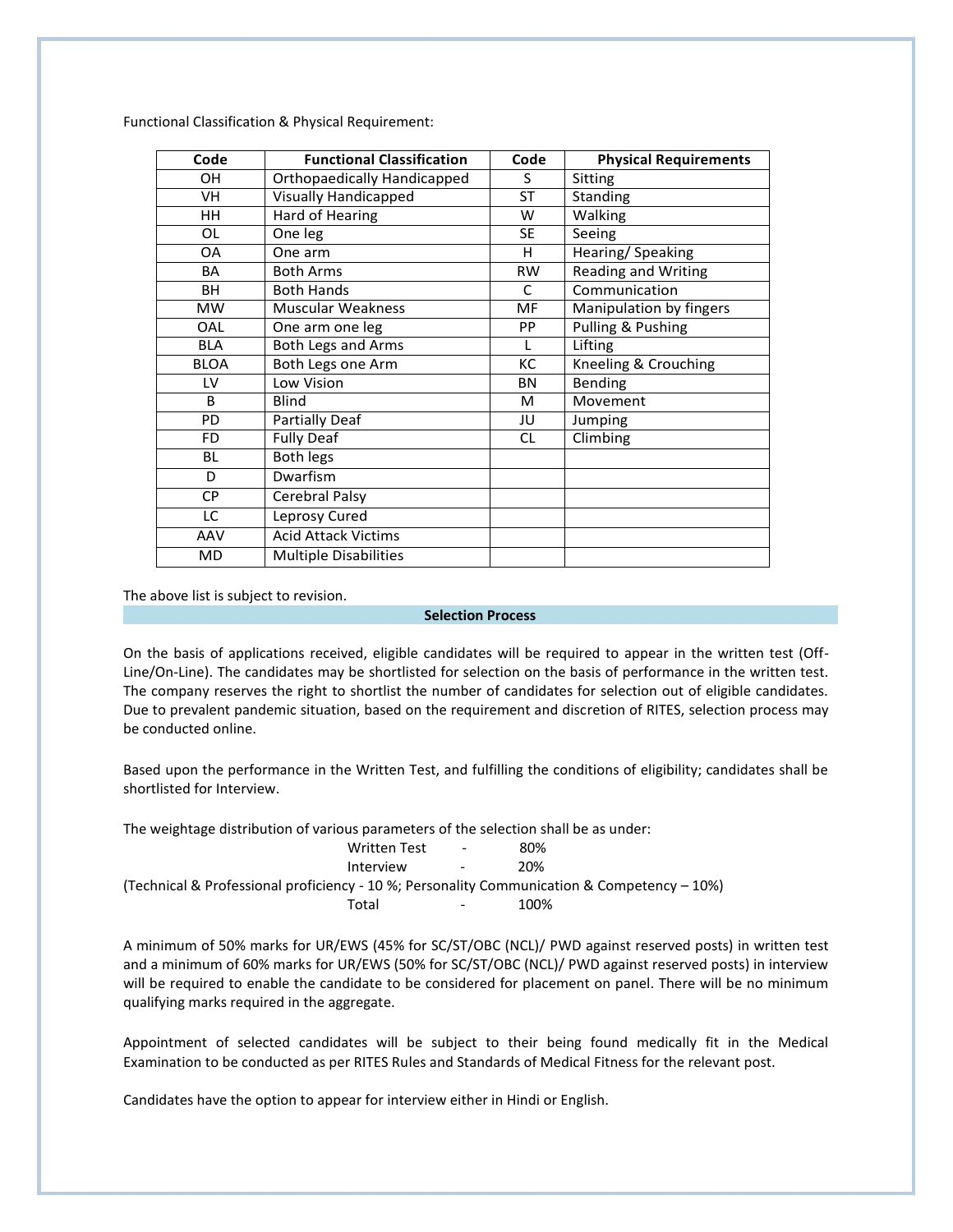Functional Classification & Physical Requirement:

| Code | Functional Classification | Code | Physical Requirements |
|---|---|---|---|
| OH | Orthopaedically Handicapped | S | Sitting |
| VH | Visually Handicapped | ST | Standing |
| HH | Hard of Hearing | W | Walking |
| OL | One leg | SE | Seeing |
| OA | One arm | H | Hearing/ Speaking |
| BA | Both Arms | RW | Reading and Writing |
| BH | Both Hands | C | Communication |
| MW | Muscular Weakness | MF | Manipulation by fingers |
| OAL | One arm one leg | PP | Pulling & Pushing |
| BLA | Both Legs and Arms | L | Lifting |
| BLOA | Both Legs one Arm | KC | Kneeling & Crouching |
| LV | Low Vision | BN | Bending |
| B | Blind | M | Movement |
| PD | Partially Deaf | JU | Jumping |
| FD | Fully Deaf | CL | Climbing |
| BL | Both legs | | |
| D | Dwarfism | | |
| CP | Cerebral Palsy | | |
| LC | Leprosy Cured | | |
| AAV | Acid Attack Victims | | |
| MD | Multiple Disabilities | | |

The above list is subject to revision.

## Selection Process

On the basis of applications received, eligible candidates will be required to appear in the written test (Off-Line/On-Line). The candidates may be shortlisted for selection on the basis of performance in the written test. The company reserves the right to shortlist the number of candidates for selection out of eligible candidates. Due to prevalent pandemic situation, based on the requirement and discretion of RITES, selection process may be conducted online.

Based upon the performance in the Written Test, and fulfilling the conditions of eligibility; candidates shall be shortlisted for Interview.

The weightage distribution of various parameters of the selection shall be as under:

Written Test - 80%
Interview - 20%
(Technical & Professional proficiency - 10 %; Personality Communication & Competency – 10%)
Total - 100%

A minimum of 50% marks for UR/EWS (45% for SC/ST/OBC (NCL)/ PWD against reserved posts) in written test and a minimum of 60% marks for UR/EWS (50% for SC/ST/OBC (NCL)/ PWD against reserved posts) in interview will be required to enable the candidate to be considered for placement on panel. There will be no minimum qualifying marks required in the aggregate.

Appointment of selected candidates will be subject to their being found medically fit in the Medical Examination to be conducted as per RITES Rules and Standards of Medical Fitness for the relevant post.

Candidates have the option to appear for interview either in Hindi or English.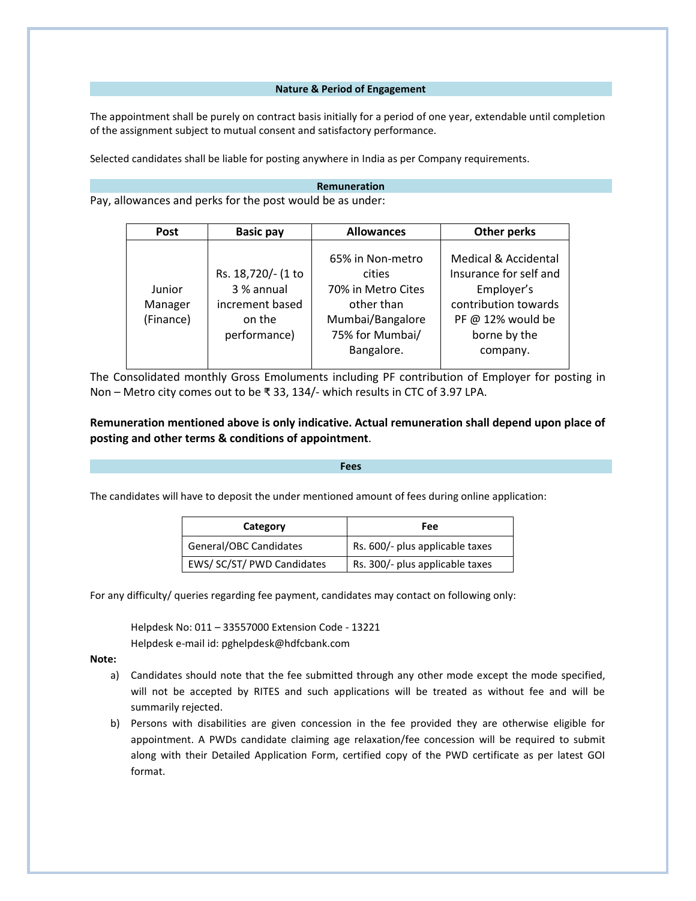## Nature & Period of Engagement

The appointment shall be purely on contract basis initially for a period of one year, extendable until completion of the assignment subject to mutual consent and satisfactory performance.

Selected candidates shall be liable for posting anywhere in India as per Company requirements.

## Remuneration

Pay, allowances and perks for the post would be as under:

| Post | Basic pay | Allowances | Other perks |
|---|---|---|---|
| Junior Manager (Finance) | Rs. 18,720/- (1 to 3 % annual increment based on the performance) | 65% in Non-metro cities 70% in Metro Cites other than Mumbai/Bangalore 75% for Mumbai/ Bangalore. | Medical & Accidental Insurance for self and Employer's contribution towards PF @ 12% would be borne by the company. |

The Consolidated monthly Gross Emoluments including PF contribution of Employer for posting in Non – Metro city comes out to be ₹ 33, 134/- which results in CTC of 3.97 LPA.

**Remuneration mentioned above is only indicative. Actual remuneration shall depend upon place of posting and other terms & conditions of appointment**.

## Fees

The candidates will have to deposit the under mentioned amount of fees during online application:

| Category | Fee |
|---|---|
| General/OBC Candidates | Rs. 600/- plus applicable taxes |
| EWS/ SC/ST/ PWD Candidates | Rs. 300/- plus applicable taxes |

For any difficulty/ queries regarding fee payment, candidates may contact on following only:

Helpdesk No: 011 – 33557000 Extension Code - 13221
Helpdesk e-mail id: pghelpdesk@hdfcbank.com

**Note:**

a) Candidates should note that the fee submitted through any other mode except the mode specified, will not be accepted by RITES and such applications will be treated as without fee and will be summarily rejected.

b) Persons with disabilities are given concession in the fee provided they are otherwise eligible for appointment. A PWDs candidate claiming age relaxation/fee concession will be required to submit along with their Detailed Application Form, certified copy of the PWD certificate as per latest GOI format.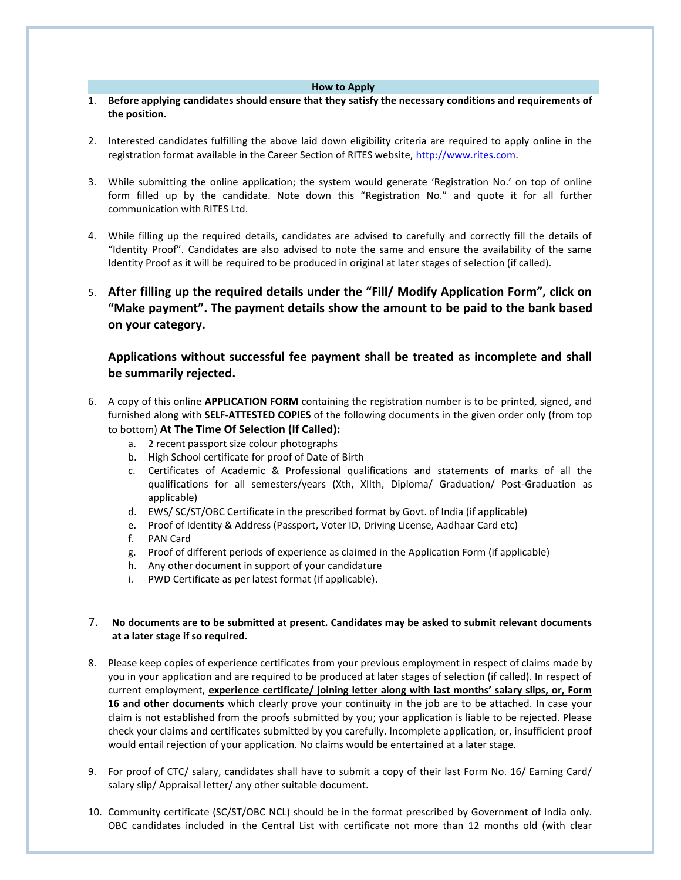## How to Apply

1. **Before applying candidates should ensure that they satisfy the necessary conditions and requirements of the position.**

2. Interested candidates fulfilling the above laid down eligibility criteria are required to apply online in the registration format available in the Career Section of RITES website, http://www.rites.com.

3. While submitting the online application; the system would generate 'Registration No.' on top of online form filled up by the candidate. Note down this "Registration No." and quote it for all further communication with RITES Ltd.

4. While filling up the required details, candidates are advised to carefully and correctly fill the details of "Identity Proof". Candidates are also advised to note the same and ensure the availability of the same Identity Proof as it will be required to be produced in original at later stages of selection (if called).

5. **After filling up the required details under the "Fill/ Modify Application Form", click on "Make payment". The payment details show the amount to be paid to the bank based on your category.**

   **Applications without successful fee payment shall be treated as incomplete and shall be summarily rejected.**

6. A copy of this online **APPLICATION FORM** containing the registration number is to be printed, signed, and furnished along with **SELF-ATTESTED COPIES** of the following documents in the given order only (from top to bottom) **At The Time Of Selection (If Called):**
   a. 2 recent passport size colour photographs
   b. High School certificate for proof of Date of Birth
   c. Certificates of Academic & Professional qualifications and statements of marks of all the qualifications for all semesters/years (Xth, XIIth, Diploma/ Graduation/ Post-Graduation as applicable)
   d. EWS/ SC/ST/OBC Certificate in the prescribed format by Govt. of India (if applicable)
   e. Proof of Identity & Address (Passport, Voter ID, Driving License, Aadhaar Card etc)
   f. PAN Card
   g. Proof of different periods of experience as claimed in the Application Form (if applicable)
   h. Any other document in support of your candidature
   i. PWD Certificate as per latest format (if applicable).

7. **No documents are to be submitted at present. Candidates may be asked to submit relevant documents at a later stage if so required.**

8. Please keep copies of experience certificates from your previous employment in respect of claims made by you in your application and are required to be produced at later stages of selection (if called). In respect of current employment, **<u>experience certificate/ joining letter along with last months' salary slips, or, Form 16 and other documents</u>** which clearly prove your continuity in the job are to be attached. In case your claim is not established from the proofs submitted by you; your application is liable to be rejected. Please check your claims and certificates submitted by you carefully. Incomplete application, or, insufficient proof would entail rejection of your application. No claims would be entertained at a later stage.

9. For proof of CTC/ salary, candidates shall have to submit a copy of their last Form No. 16/ Earning Card/ salary slip/ Appraisal letter/ any other suitable document.

10. Community certificate (SC/ST/OBC NCL) should be in the format prescribed by Government of India only. OBC candidates included in the Central List with certificate not more than 12 months old (with clear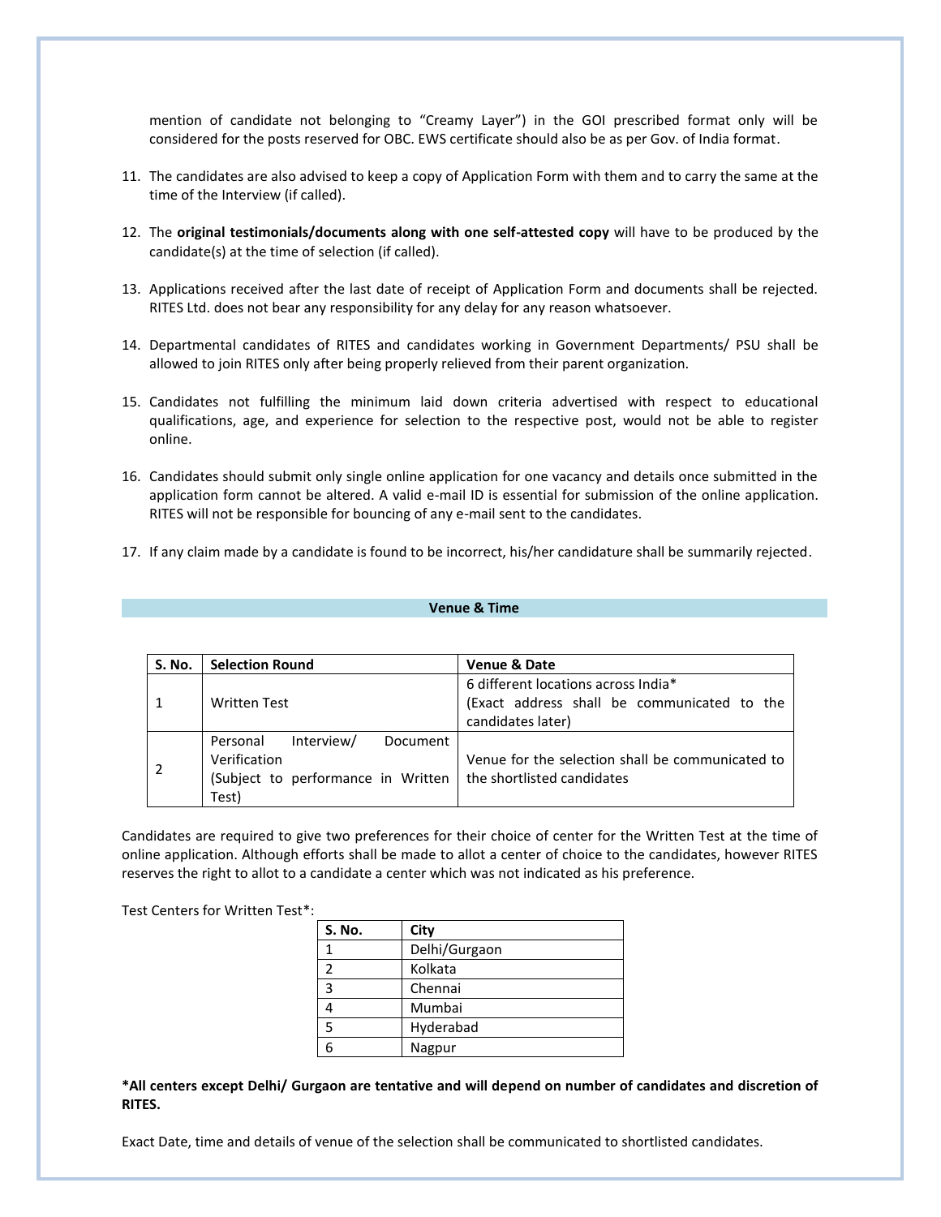mention of candidate not belonging to "Creamy Layer") in the GOI prescribed format only will be considered for the posts reserved for OBC. EWS certificate should also be as per Gov. of India format.

11. The candidates are also advised to keep a copy of Application Form with them and to carry the same at the time of the Interview (if called).

12. The **original testimonials/documents along with one self-attested copy** will have to be produced by the candidate(s) at the time of selection (if called).

13. Applications received after the last date of receipt of Application Form and documents shall be rejected. RITES Ltd. does not bear any responsibility for any delay for any reason whatsoever.

14. Departmental candidates of RITES and candidates working in Government Departments/ PSU shall be allowed to join RITES only after being properly relieved from their parent organization.

15. Candidates not fulfilling the minimum laid down criteria advertised with respect to educational qualifications, age, and experience for selection to the respective post, would not be able to register online.

16. Candidates should submit only single online application for one vacancy and details once submitted in the application form cannot be altered. A valid e-mail ID is essential for submission of the online application. RITES will not be responsible for bouncing of any e-mail sent to the candidates.

17. If any claim made by a candidate is found to be incorrect, his/her candidature shall be summarily rejected.

## Venue & Time

| S. No. | Selection Round | Venue & Date |
|---|---|---|
| 1 | Written Test | 6 different locations across India* (Exact address shall be communicated to the candidates later) |
| 2 | Personal Interview/ Document Verification (Subject to performance in Written Test) | Venue for the selection shall be communicated to the shortlisted candidates |

Candidates are required to give two preferences for their choice of center for the Written Test at the time of online application. Although efforts shall be made to allot a center of choice to the candidates, however RITES reserves the right to allot to a candidate a center which was not indicated as his preference.

Test Centers for Written Test*:

| S. No. | City |
|---|---|
| 1 | Delhi/Gurgaon |
| 2 | Kolkata |
| 3 | Chennai |
| 4 | Mumbai |
| 5 | Hyderabad |
| 6 | Nagpur |

***All centers except Delhi/ Gurgaon are tentative and will depend on number of candidates and discretion of RITES.**

Exact Date, time and details of venue of the selection shall be communicated to shortlisted candidates.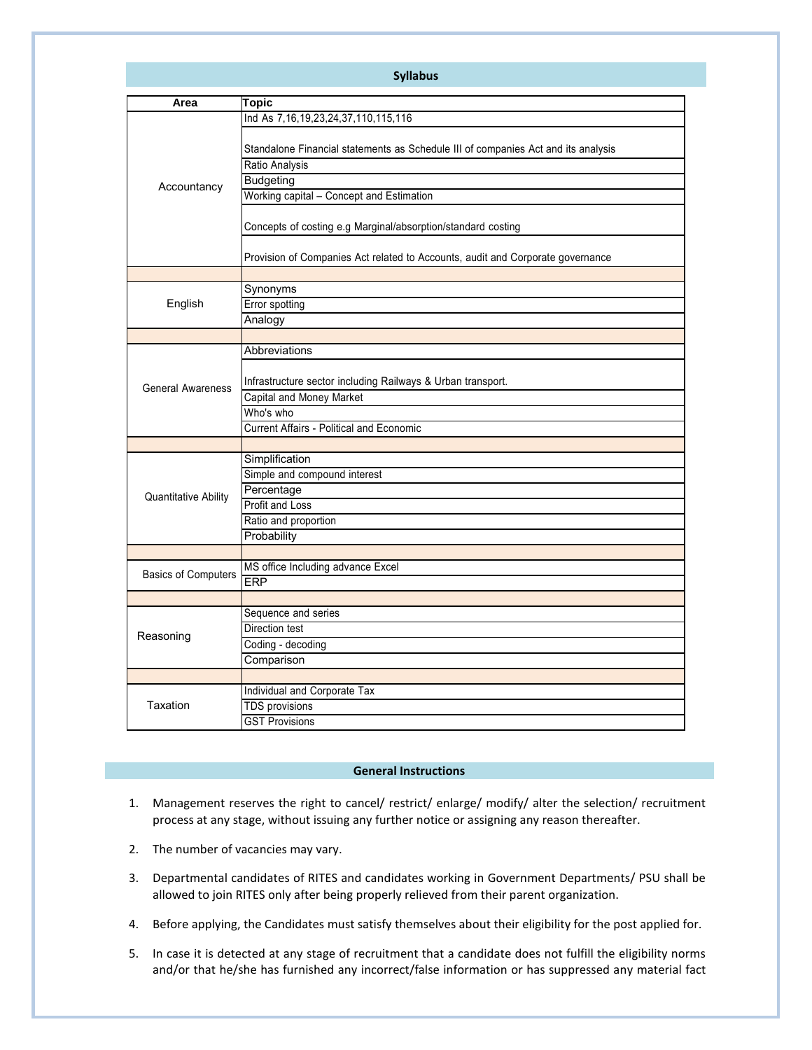## Syllabus

| Area | Topic |
|---|---|
| Accountancy | Ind As 7,16,19,23,24,37,110,115,116 |
| | Standalone Financial statements as Schedule III of companies Act and its analysis |
| | Ratio Analysis |
| | Budgeting |
| | Working capital – Concept and Estimation |
| | Concepts of costing e.g Marginal/absorption/standard costing |
| | Provision of Companies Act related to Accounts, audit and Corporate governance |
| | |
| English | Synonyms |
| | Error spotting |
| | Analogy |
| | |
| General Awareness | Abbreviations |
| | Infrastructure sector including Railways & Urban transport. |
| | Capital and Money Market |
| | Who's who |
| | Current Affairs - Political and Economic |
| | |
| Quantitative Ability | Simplification |
| | Simple and compound interest |
| | Percentage |
| | Profit and Loss |
| | Ratio and proportion |
| | Probability |
| | |
| Basics of Computers | MS office Including advance Excel |
| | ERP |
| | |
| Reasoning | Sequence and series |
| | Direction test |
| | Coding - decoding |
| | Comparison |
| | |
| Taxation | Individual and Corporate Tax |
| | TDS provisions |
| | GST Provisions |

## General Instructions

1. Management reserves the right to cancel/ restrict/ enlarge/ modify/ alter the selection/ recruitment process at any stage, without issuing any further notice or assigning any reason thereafter.

2. The number of vacancies may vary.

3. Departmental candidates of RITES and candidates working in Government Departments/ PSU shall be allowed to join RITES only after being properly relieved from their parent organization.

4. Before applying, the Candidates must satisfy themselves about their eligibility for the post applied for.

5. In case it is detected at any stage of recruitment that a candidate does not fulfill the eligibility norms and/or that he/she has furnished any incorrect/false information or has suppressed any material fact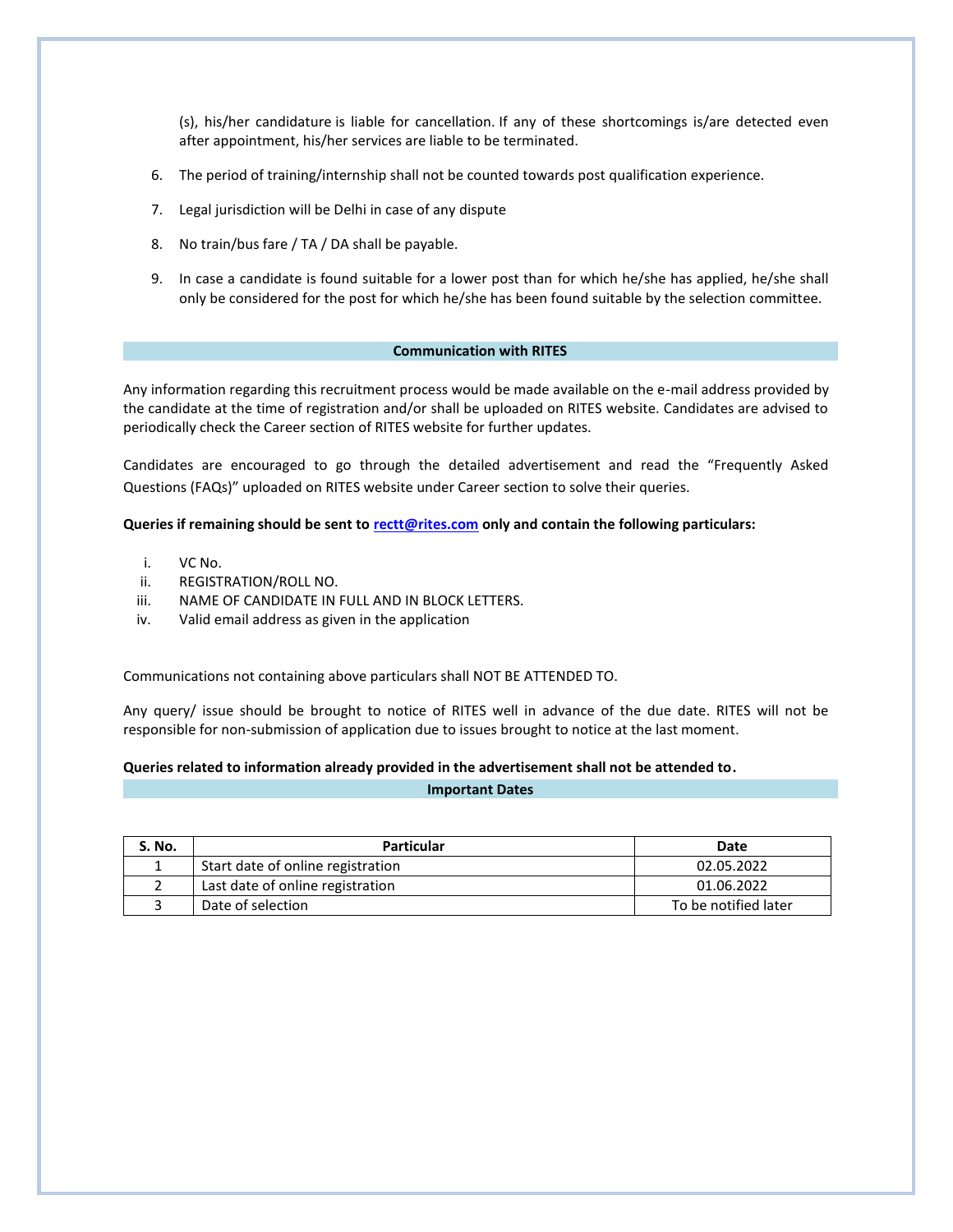(s), his/her candidature is liable for cancellation. If any of these shortcomings is/are detected even after appointment, his/her services are liable to be terminated.

6. The period of training/internship shall not be counted towards post qualification experience.
7. Legal jurisdiction will be Delhi in case of any dispute
8. No train/bus fare / TA / DA shall be payable.
9. In case a candidate is found suitable for a lower post than for which he/she has applied, he/she shall only be considered for the post for which he/she has been found suitable by the selection committee.

## Communication with RITES

Any information regarding this recruitment process would be made available on the e-mail address provided by the candidate at the time of registration and/or shall be uploaded on RITES website. Candidates are advised to periodically check the Career section of RITES website for further updates.

Candidates are encouraged to go through the detailed advertisement and read the "Frequently Asked Questions (FAQs)" uploaded on RITES website under Career section to solve their queries.

**Queries if remaining should be sent to rectt@rites.com only and contain the following particulars:**

i. VC No.
ii. REGISTRATION/ROLL NO.
iii. NAME OF CANDIDATE IN FULL AND IN BLOCK LETTERS.
iv. Valid email address as given in the application

Communications not containing above particulars shall NOT BE ATTENDED TO.

Any query/ issue should be brought to notice of RITES well in advance of the due date. RITES will not be responsible for non-submission of application due to issues brought to notice at the last moment.

**Queries related to information already provided in the advertisement shall not be attended to.**

## Important Dates

| S. No. | Particular | Date |
|---|---|---|
| 1 | Start date of online registration | 02.05.2022 |
| 2 | Last date of online registration | 01.06.2022 |
| 3 | Date of selection | To be notified later |